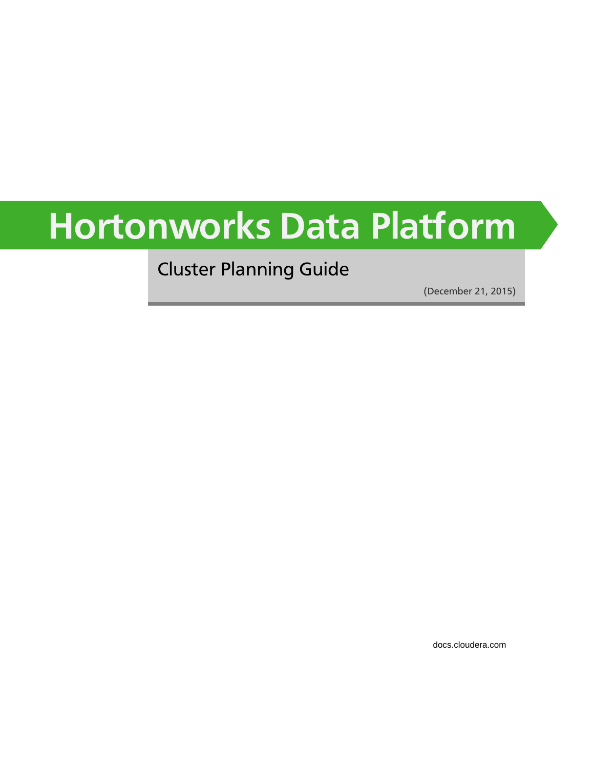# Hortonworks Data Platform

## Cluster Planning Guide

(December 21, 2015)

docs.cloudera.com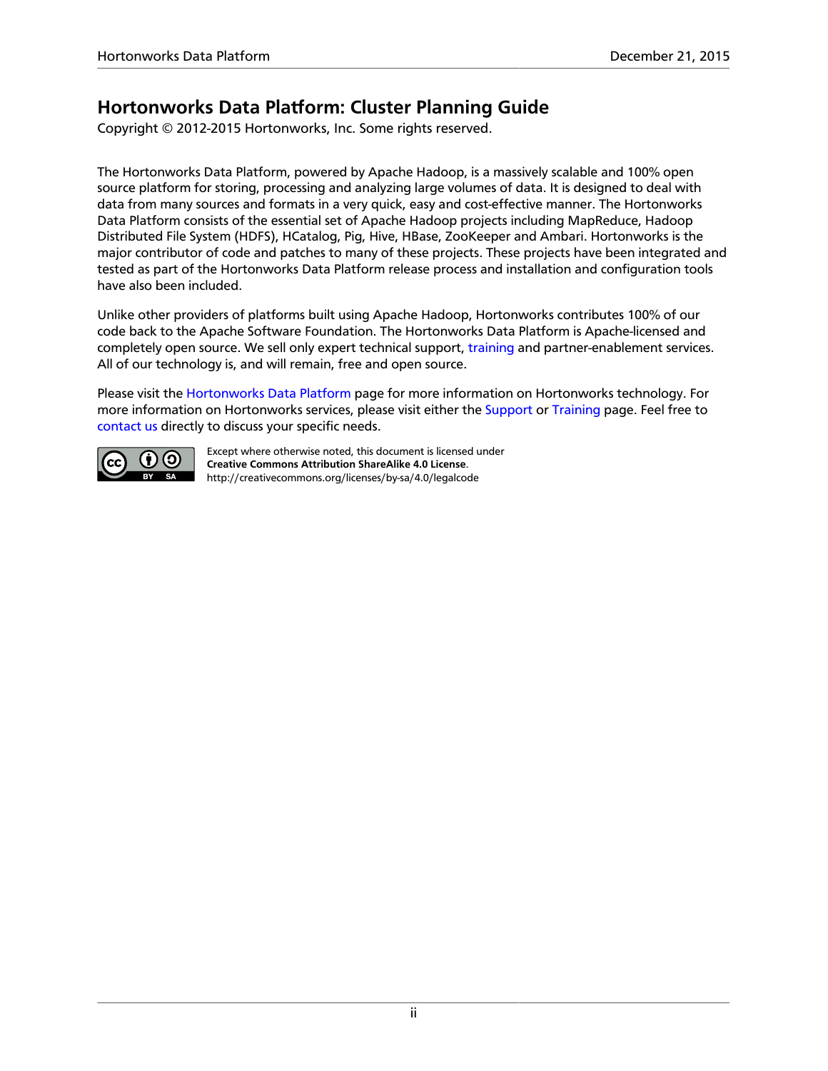# Hortonworks Data Platform: Cluster Planning Guide

Copyright © 2012-2015 Hortonworks, Inc. Some rights reserved.

The Hortonworks Data Platform, powered by Apache Hadoop, is a massively scalable and 100% open source platform for storing, processing and analyzing large volumes of data. It is designed to deal with data from many sources and formats in a very quick, easy and cost-effective manner. The Hortonworks Data Platform consists of the essential set of Apache Hadoop projects including MapReduce, Hadoop Distributed File System (HDFS), HCatalog, Pig, Hive, HBase, ZooKeeper and Ambari. Hortonworks is the major contributor of code and patches to many of these projects. These projects have been integrated and tested as part of the Hortonworks Data Platform release process and installation and configuration tools have also been included.

Unlike other providers of platforms built using Apache Hadoop, Hortonworks contributes 100% of our code back to the Apache Software Foundation. The Hortonworks Data Platform is Apache-licensed and completely open source. We sell only expert technical support, training and partner-enablement services. All of our technology is, and will remain, free and open source.

Please visit the Hortonworks Data Platform page for more information on Hortonworks technology. For more information on Hortonworks services, please visit either the Support or Training page. Feel free to contact us directly to discuss your specific needs.

Except where otherwise noted, this document is licensed under **Creative Commons Attribution ShareAlike 4.0 License**.
http://creativecommons.org/licenses/by-sa/4.0/legalcode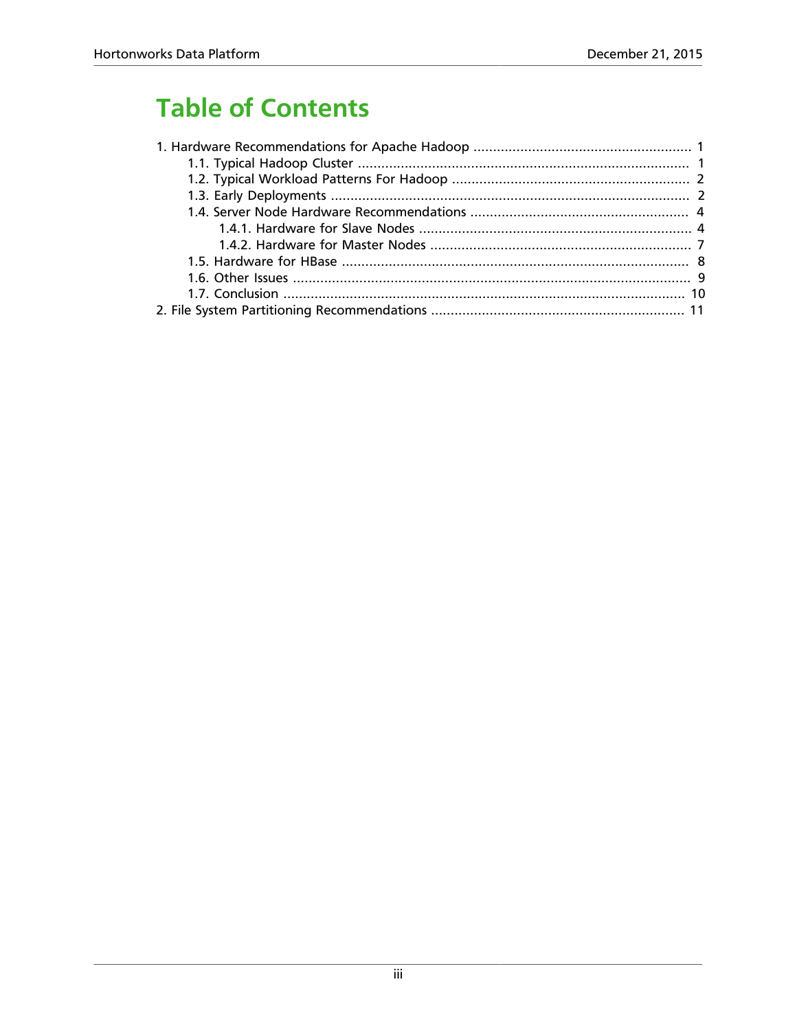# Table of Contents

- 1. Hardware Recommendations for Apache Hadoop ..... 1
  - 1.1. Typical Hadoop Cluster ..... 1
  - 1.2. Typical Workload Patterns For Hadoop ..... 2
  - 1.3. Early Deployments ..... 2
  - 1.4. Server Node Hardware Recommendations ..... 4
    - 1.4.1. Hardware for Slave Nodes ..... 4
    - 1.4.2. Hardware for Master Nodes ..... 7
  - 1.5. Hardware for HBase ..... 8
  - 1.6. Other Issues ..... 9
  - 1.7. Conclusion ..... 10
- 2. File System Partitioning Recommendations ..... 11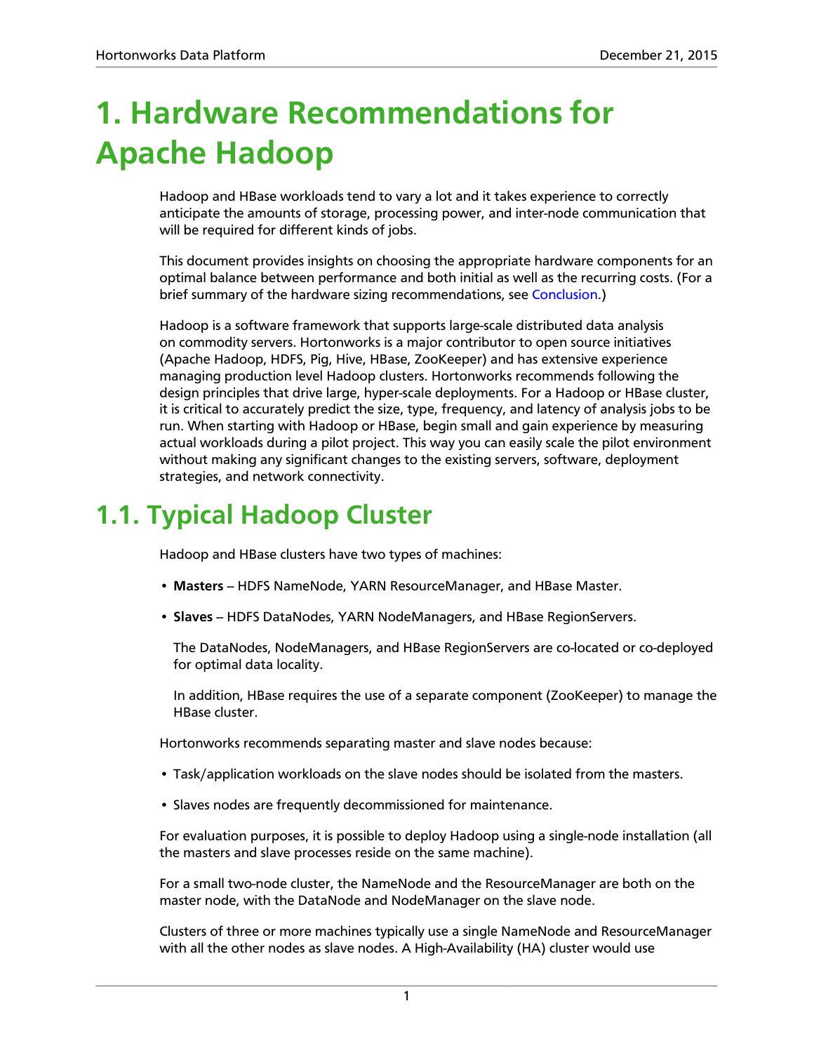# 1. Hardware Recommendations for Apache Hadoop

Hadoop and HBase workloads tend to vary a lot and it takes experience to correctly anticipate the amounts of storage, processing power, and inter-node communication that will be required for different kinds of jobs.

This document provides insights on choosing the appropriate hardware components for an optimal balance between performance and both initial as well as the recurring costs. (For a brief summary of the hardware sizing recommendations, see Conclusion.)

Hadoop is a software framework that supports large-scale distributed data analysis on commodity servers. Hortonworks is a major contributor to open source initiatives (Apache Hadoop, HDFS, Pig, Hive, HBase, ZooKeeper) and has extensive experience managing production level Hadoop clusters. Hortonworks recommends following the design principles that drive large, hyper-scale deployments. For a Hadoop or HBase cluster, it is critical to accurately predict the size, type, frequency, and latency of analysis jobs to be run. When starting with Hadoop or HBase, begin small and gain experience by measuring actual workloads during a pilot project. This way you can easily scale the pilot environment without making any significant changes to the existing servers, software, deployment strategies, and network connectivity.

## 1.1. Typical Hadoop Cluster

Hadoop and HBase clusters have two types of machines:

- **Masters** – HDFS NameNode, YARN ResourceManager, and HBase Master.
- **Slaves** – HDFS DataNodes, YARN NodeManagers, and HBase RegionServers.

  The DataNodes, NodeManagers, and HBase RegionServers are co-located or co-deployed for optimal data locality.

  In addition, HBase requires the use of a separate component (ZooKeeper) to manage the HBase cluster.

Hortonworks recommends separating master and slave nodes because:

- Task/application workloads on the slave nodes should be isolated from the masters.
- Slaves nodes are frequently decommissioned for maintenance.

For evaluation purposes, it is possible to deploy Hadoop using a single-node installation (all the masters and slave processes reside on the same machine).

For a small two-node cluster, the NameNode and the ResourceManager are both on the master node, with the DataNode and NodeManager on the slave node.

Clusters of three or more machines typically use a single NameNode and ResourceManager with all the other nodes as slave nodes. A High-Availability (HA) cluster would use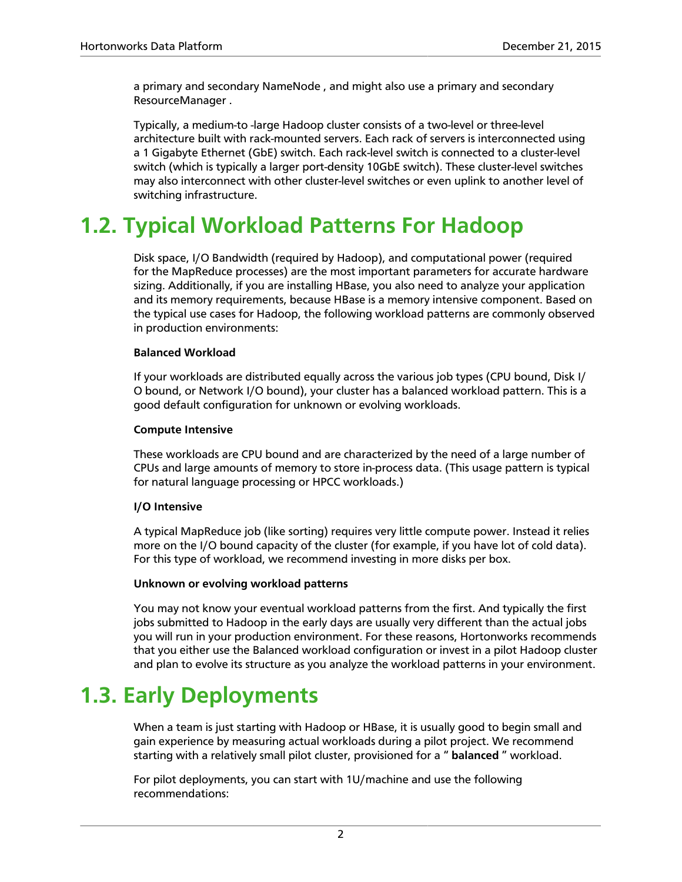a primary and secondary NameNode , and might also use a primary and secondary ResourceManager .

Typically, a medium-to -large Hadoop cluster consists of a two-level or three-level architecture built with rack-mounted servers. Each rack of servers is interconnected using a 1 Gigabyte Ethernet (GbE) switch. Each rack-level switch is connected to a cluster-level switch (which is typically a larger port-density 10GbE switch). These cluster-level switches may also interconnect with other cluster-level switches or even uplink to another level of switching infrastructure.

# 1.2. Typical Workload Patterns For Hadoop

Disk space, I/O Bandwidth (required by Hadoop), and computational power (required for the MapReduce processes) are the most important parameters for accurate hardware sizing. Additionally, if you are installing HBase, you also need to analyze your application and its memory requirements, because HBase is a memory intensive component. Based on the typical use cases for Hadoop, the following workload patterns are commonly observed in production environments:

**Balanced Workload**

If your workloads are distributed equally across the various job types (CPU bound, Disk I/O bound, or Network I/O bound), your cluster has a balanced workload pattern. This is a good default configuration for unknown or evolving workloads.

**Compute Intensive**

These workloads are CPU bound and are characterized by the need of a large number of CPUs and large amounts of memory to store in-process data. (This usage pattern is typical for natural language processing or HPCC workloads.)

**I/O Intensive**

A typical MapReduce job (like sorting) requires very little compute power. Instead it relies more on the I/O bound capacity of the cluster (for example, if you have lot of cold data). For this type of workload, we recommend investing in more disks per box.

**Unknown or evolving workload patterns**

You may not know your eventual workload patterns from the first. And typically the first jobs submitted to Hadoop in the early days are usually very different than the actual jobs you will run in your production environment. For these reasons, Hortonworks recommends that you either use the Balanced workload configuration or invest in a pilot Hadoop cluster and plan to evolve its structure as you analyze the workload patterns in your environment.

# 1.3. Early Deployments

When a team is just starting with Hadoop or HBase, it is usually good to begin small and gain experience by measuring actual workloads during a pilot project. We recommend starting with a relatively small pilot cluster, provisioned for a " **balanced** " workload.

For pilot deployments, you can start with 1U/machine and use the following recommendations: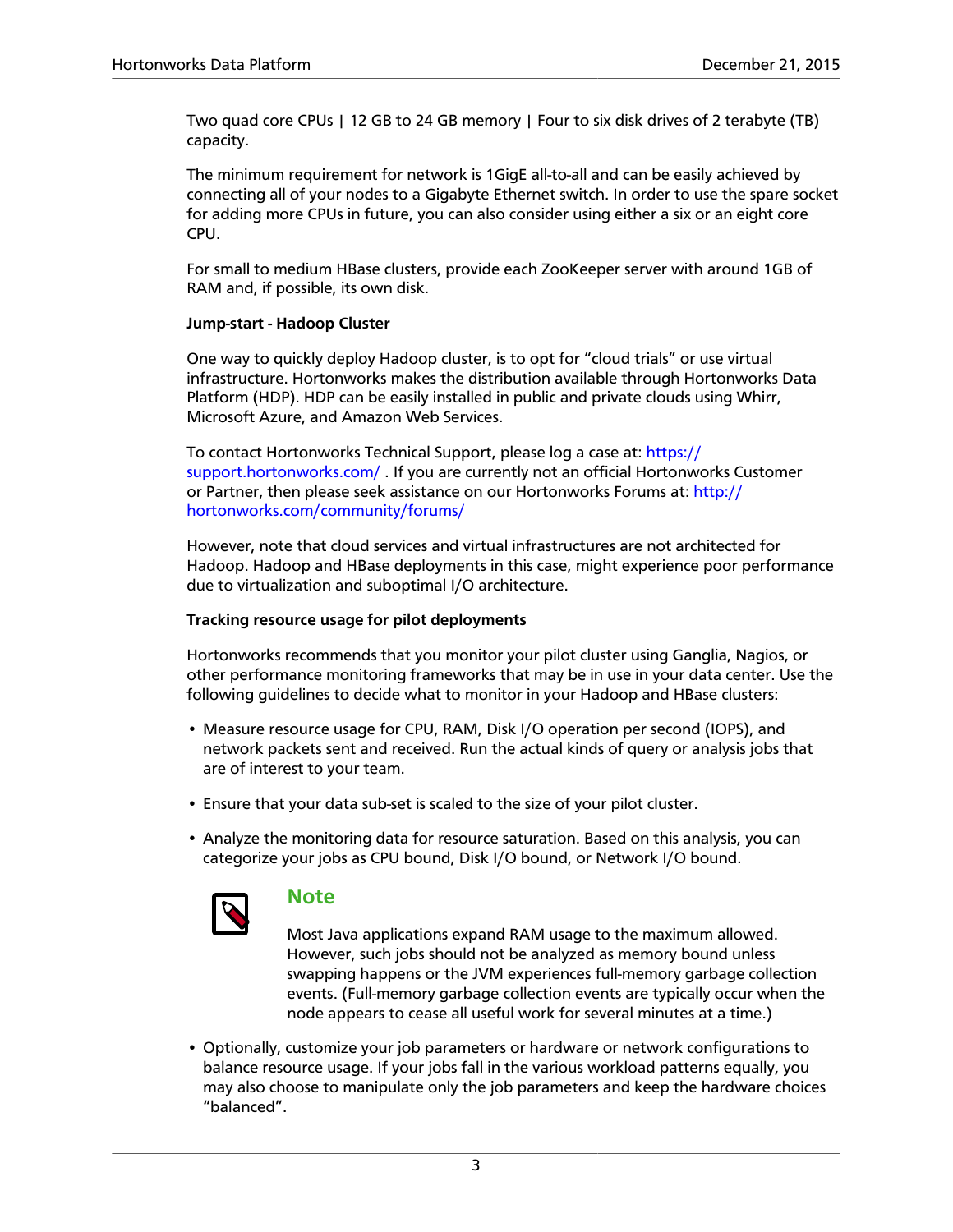Two quad core CPUs | 12 GB to 24 GB memory | Four to six disk drives of 2 terabyte (TB) capacity.

The minimum requirement for network is 1GigE all-to-all and can be easily achieved by connecting all of your nodes to a Gigabyte Ethernet switch. In order to use the spare socket for adding more CPUs in future, you can also consider using either a six or an eight core CPU.

For small to medium HBase clusters, provide each ZooKeeper server with around 1GB of RAM and, if possible, its own disk.

**Jump-start - Hadoop Cluster**

One way to quickly deploy Hadoop cluster, is to opt for "cloud trials" or use virtual infrastructure. Hortonworks makes the distribution available through Hortonworks Data Platform (HDP). HDP can be easily installed in public and private clouds using Whirr, Microsoft Azure, and Amazon Web Services.

To contact Hortonworks Technical Support, please log a case at: https://support.hortonworks.com/ . If you are currently not an official Hortonworks Customer or Partner, then please seek assistance on our Hortonworks Forums at: http://hortonworks.com/community/forums/

However, note that cloud services and virtual infrastructures are not architected for Hadoop. Hadoop and HBase deployments in this case, might experience poor performance due to virtualization and suboptimal I/O architecture.

**Tracking resource usage for pilot deployments**

Hortonworks recommends that you monitor your pilot cluster using Ganglia, Nagios, or other performance monitoring frameworks that may be in use in your data center. Use the following guidelines to decide what to monitor in your Hadoop and HBase clusters:

- Measure resource usage for CPU, RAM, Disk I/O operation per second (IOPS), and network packets sent and received. Run the actual kinds of query or analysis jobs that are of interest to your team.
- Ensure that your data sub-set is scaled to the size of your pilot cluster.
- Analyze the monitoring data for resource saturation. Based on this analysis, you can categorize your jobs as CPU bound, Disk I/O bound, or Network I/O bound.

> **Note**
>
> Most Java applications expand RAM usage to the maximum allowed. However, such jobs should not be analyzed as memory bound unless swapping happens or the JVM experiences full-memory garbage collection events. (Full-memory garbage collection events are typically occur when the node appears to cease all useful work for several minutes at a time.)

- Optionally, customize your job parameters or hardware or network configurations to balance resource usage. If your jobs fall in the various workload patterns equally, you may also choose to manipulate only the job parameters and keep the hardware choices "balanced".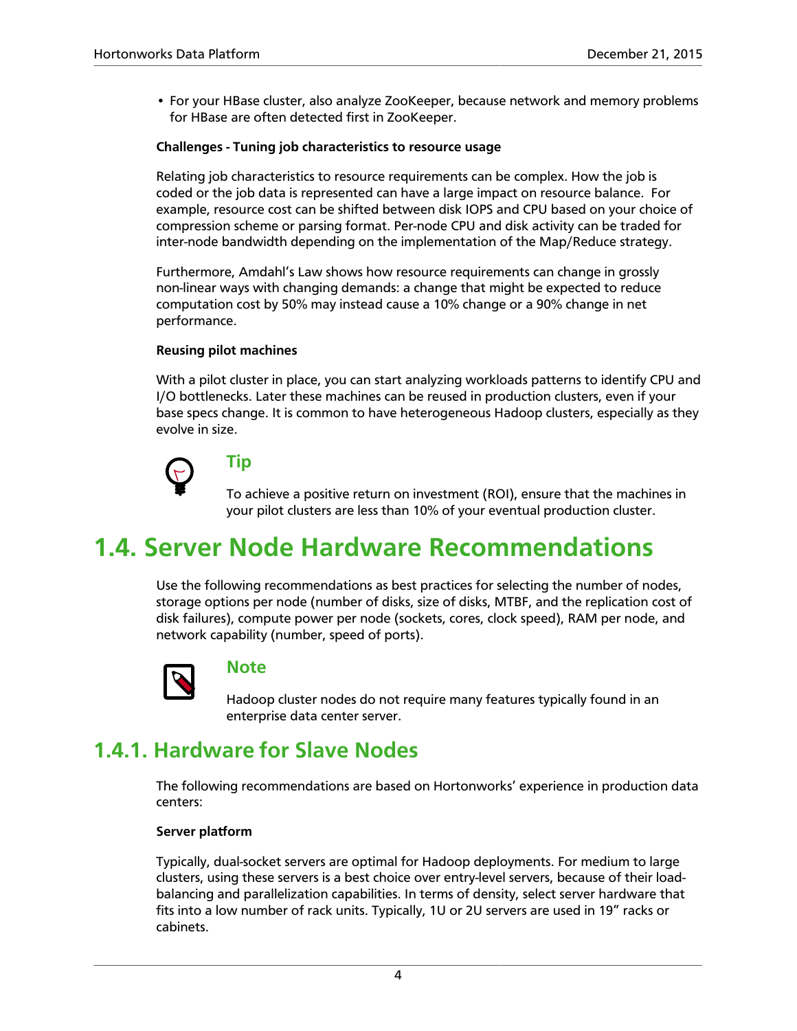- For your HBase cluster, also analyze ZooKeeper, because network and memory problems for HBase are often detected first in ZooKeeper.

**Challenges - Tuning job characteristics to resource usage**

Relating job characteristics to resource requirements can be complex. How the job is coded or the job data is represented can have a large impact on resource balance. For example, resource cost can be shifted between disk IOPS and CPU based on your choice of compression scheme or parsing format. Per-node CPU and disk activity can be traded for inter-node bandwidth depending on the implementation of the Map/Reduce strategy.

Furthermore, Amdahl's Law shows how resource requirements can change in grossly non-linear ways with changing demands: a change that might be expected to reduce computation cost by 50% may instead cause a 10% change or a 90% change in net performance.

**Reusing pilot machines**

With a pilot cluster in place, you can start analyzing workloads patterns to identify CPU and I/O bottlenecks. Later these machines can be reused in production clusters, even if your base specs change. It is common to have heterogeneous Hadoop clusters, especially as they evolve in size.

### Tip

To achieve a positive return on investment (ROI), ensure that the machines in your pilot clusters are less than 10% of your eventual production cluster.

# 1.4. Server Node Hardware Recommendations

Use the following recommendations as best practices for selecting the number of nodes, storage options per node (number of disks, size of disks, MTBF, and the replication cost of disk failures), compute power per node (sockets, cores, clock speed), RAM per node, and network capability (number, speed of ports).

### Note

Hadoop cluster nodes do not require many features typically found in an enterprise data center server.

## 1.4.1. Hardware for Slave Nodes

The following recommendations are based on Hortonworks' experience in production data centers:

**Server platform**

Typically, dual-socket servers are optimal for Hadoop deployments. For medium to large clusters, using these servers is a best choice over entry-level servers, because of their load-balancing and parallelization capabilities. In terms of density, select server hardware that fits into a low number of rack units. Typically, 1U or 2U servers are used in 19" racks or cabinets.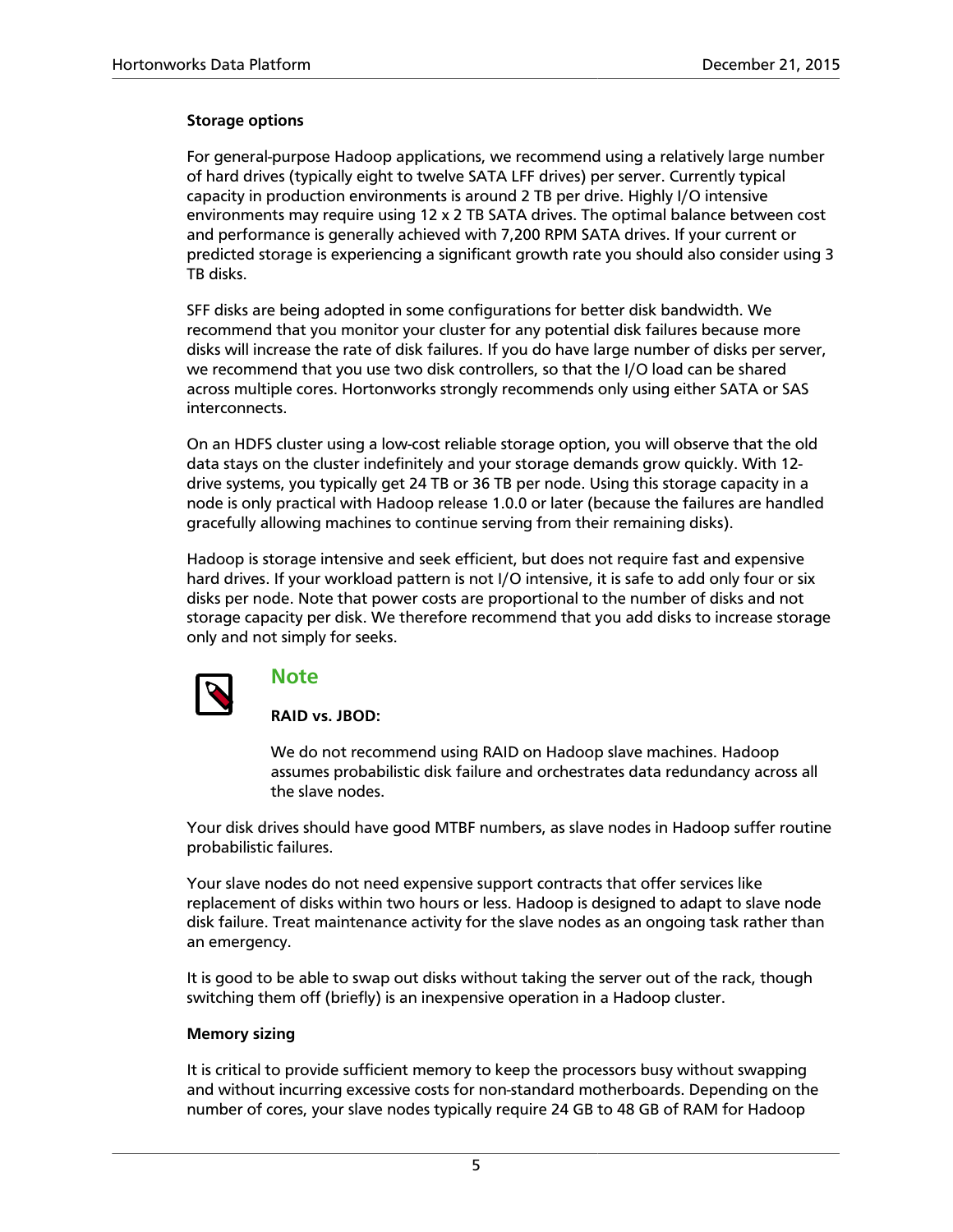**Storage options**

For general-purpose Hadoop applications, we recommend using a relatively large number of hard drives (typically eight to twelve SATA LFF drives) per server. Currently typical capacity in production environments is around 2 TB per drive. Highly I/O intensive environments may require using 12 x 2 TB SATA drives. The optimal balance between cost and performance is generally achieved with 7,200 RPM SATA drives. If your current or predicted storage is experiencing a significant growth rate you should also consider using 3 TB disks.

SFF disks are being adopted in some configurations for better disk bandwidth. We recommend that you monitor your cluster for any potential disk failures because more disks will increase the rate of disk failures. If you do have large number of disks per server, we recommend that you use two disk controllers, so that the I/O load can be shared across multiple cores. Hortonworks strongly recommends only using either SATA or SAS interconnects.

On an HDFS cluster using a low-cost reliable storage option, you will observe that the old data stays on the cluster indefinitely and your storage demands grow quickly. With 12-drive systems, you typically get 24 TB or 36 TB per node. Using this storage capacity in a node is only practical with Hadoop release 1.0.0 or later (because the failures are handled gracefully allowing machines to continue serving from their remaining disks).

Hadoop is storage intensive and seek efficient, but does not require fast and expensive hard drives. If your workload pattern is not I/O intensive, it is safe to add only four or six disks per node. Note that power costs are proportional to the number of disks and not storage capacity per disk. We therefore recommend that you add disks to increase storage only and not simply for seeks.

> **Note**
>
> **RAID vs. JBOD:**
>
> We do not recommend using RAID on Hadoop slave machines. Hadoop assumes probabilistic disk failure and orchestrates data redundancy across all the slave nodes.

Your disk drives should have good MTBF numbers, as slave nodes in Hadoop suffer routine probabilistic failures.

Your slave nodes do not need expensive support contracts that offer services like replacement of disks within two hours or less. Hadoop is designed to adapt to slave node disk failure. Treat maintenance activity for the slave nodes as an ongoing task rather than an emergency.

It is good to be able to swap out disks without taking the server out of the rack, though switching them off (briefly) is an inexpensive operation in a Hadoop cluster.

**Memory sizing**

It is critical to provide sufficient memory to keep the processors busy without swapping and without incurring excessive costs for non-standard motherboards. Depending on the number of cores, your slave nodes typically require 24 GB to 48 GB of RAM for Hadoop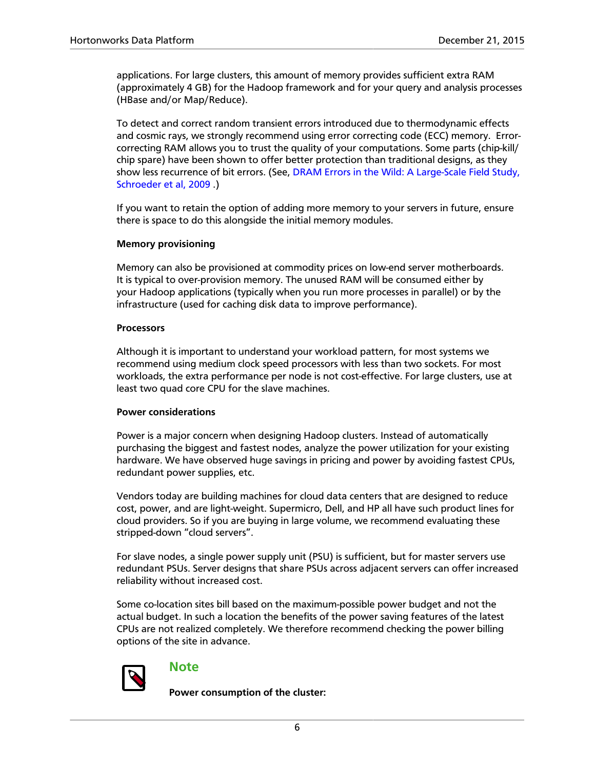applications. For large clusters, this amount of memory provides sufficient extra RAM (approximately 4 GB) for the Hadoop framework and for your query and analysis processes (HBase and/or Map/Reduce).

To detect and correct random transient errors introduced due to thermodynamic effects and cosmic rays, we strongly recommend using error correcting code (ECC) memory. Error-correcting RAM allows you to trust the quality of your computations. Some parts (chip-kill/chip spare) have been shown to offer better protection than traditional designs, as they show less recurrence of bit errors. (See, DRAM Errors in the Wild: A Large-Scale Field Study, Schroeder et al, 2009 .)

If you want to retain the option of adding more memory to your servers in future, ensure there is space to do this alongside the initial memory modules.

**Memory provisioning**

Memory can also be provisioned at commodity prices on low-end server motherboards. It is typical to over-provision memory. The unused RAM will be consumed either by your Hadoop applications (typically when you run more processes in parallel) or by the infrastructure (used for caching disk data to improve performance).

**Processors**

Although it is important to understand your workload pattern, for most systems we recommend using medium clock speed processors with less than two sockets. For most workloads, the extra performance per node is not cost-effective. For large clusters, use at least two quad core CPU for the slave machines.

**Power considerations**

Power is a major concern when designing Hadoop clusters. Instead of automatically purchasing the biggest and fastest nodes, analyze the power utilization for your existing hardware. We have observed huge savings in pricing and power by avoiding fastest CPUs, redundant power supplies, etc.

Vendors today are building machines for cloud data centers that are designed to reduce cost, power, and are light-weight. Supermicro, Dell, and HP all have such product lines for cloud providers. So if you are buying in large volume, we recommend evaluating these stripped-down “cloud servers”.

For slave nodes, a single power supply unit (PSU) is sufficient, but for master servers use redundant PSUs. Server designs that share PSUs across adjacent servers can offer increased reliability without increased cost.

Some co-location sites bill based on the maximum-possible power budget and not the actual budget. In such a location the benefits of the power saving features of the latest CPUs are not realized completely. We therefore recommend checking the power billing options of the site in advance.

**Note**

**Power consumption of the cluster:**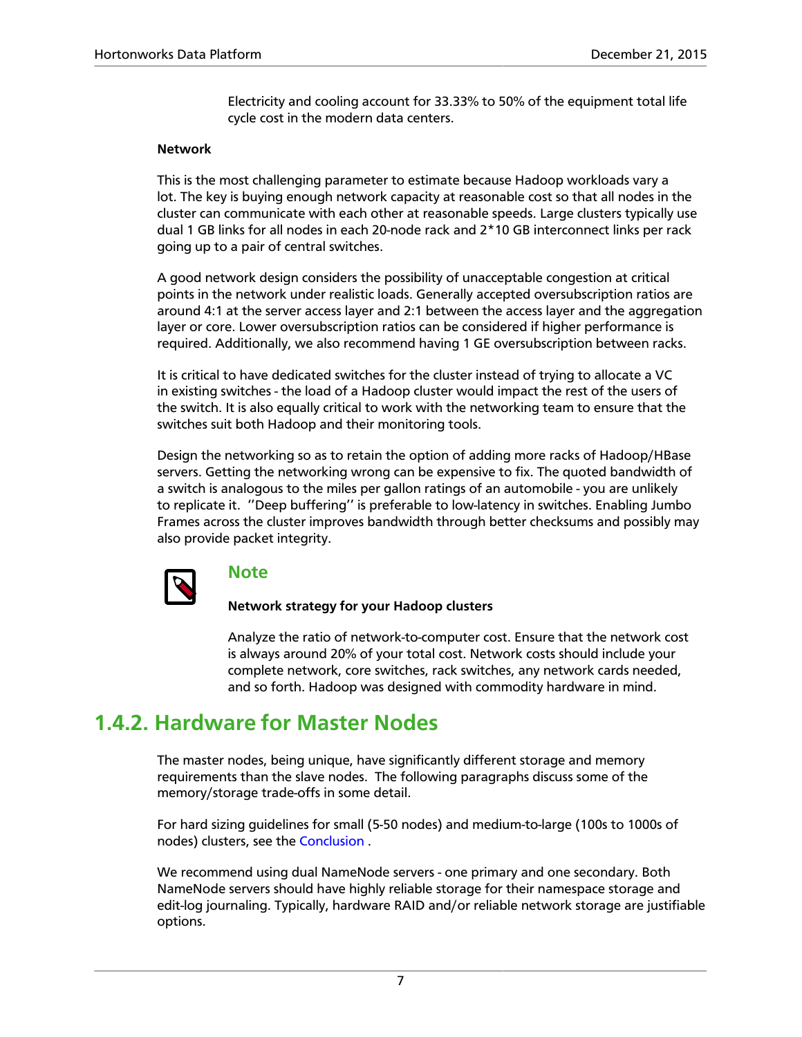Electricity and cooling account for 33.33% to 50% of the equipment total life cycle cost in the modern data centers.

**Network**

This is the most challenging parameter to estimate because Hadoop workloads vary a lot. The key is buying enough network capacity at reasonable cost so that all nodes in the cluster can communicate with each other at reasonable speeds. Large clusters typically use dual 1 GB links for all nodes in each 20-node rack and 2*10 GB interconnect links per rack going up to a pair of central switches.

A good network design considers the possibility of unacceptable congestion at critical points in the network under realistic loads. Generally accepted oversubscription ratios are around 4:1 at the server access layer and 2:1 between the access layer and the aggregation layer or core. Lower oversubscription ratios can be considered if higher performance is required. Additionally, we also recommend having 1 GE oversubscription between racks.

It is critical to have dedicated switches for the cluster instead of trying to allocate a VC in existing switches - the load of a Hadoop cluster would impact the rest of the users of the switch. It is also equally critical to work with the networking team to ensure that the switches suit both Hadoop and their monitoring tools.

Design the networking so as to retain the option of adding more racks of Hadoop/HBase servers. Getting the networking wrong can be expensive to fix. The quoted bandwidth of a switch is analogous to the miles per gallon ratings of an automobile - you are unlikely to replicate it. ''Deep buffering'' is preferable to low-latency in switches. Enabling Jumbo Frames across the cluster improves bandwidth through better checksums and possibly may also provide packet integrity.

> **Note**
>
> **Network strategy for your Hadoop clusters**
>
> Analyze the ratio of network-to-computer cost. Ensure that the network cost is always around 20% of your total cost. Network costs should include your complete network, core switches, rack switches, any network cards needed, and so forth. Hadoop was designed with commodity hardware in mind.

## 1.4.2. Hardware for Master Nodes

The master nodes, being unique, have significantly different storage and memory requirements than the slave nodes. The following paragraphs discuss some of the memory/storage trade-offs in some detail.

For hard sizing guidelines for small (5-50 nodes) and medium-to-large (100s to 1000s of nodes) clusters, see the Conclusion .

We recommend using dual NameNode servers - one primary and one secondary. Both NameNode servers should have highly reliable storage for their namespace storage and edit-log journaling. Typically, hardware RAID and/or reliable network storage are justifiable options.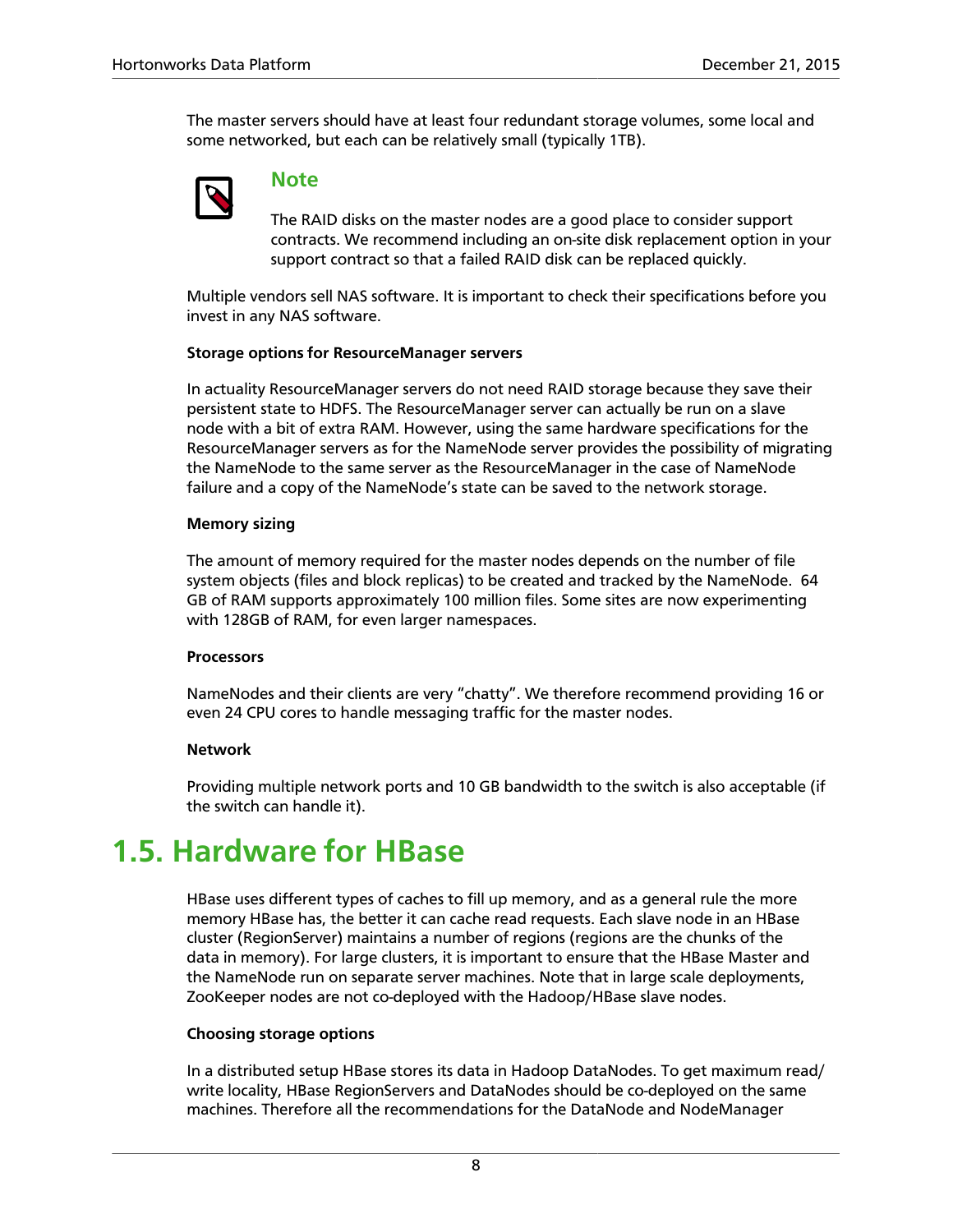The master servers should have at least four redundant storage volumes, some local and some networked, but each can be relatively small (typically 1TB).

> **Note**
>
> The RAID disks on the master nodes are a good place to consider support contracts. We recommend including an on-site disk replacement option in your support contract so that a failed RAID disk can be replaced quickly.

Multiple vendors sell NAS software. It is important to check their specifications before you invest in any NAS software.

**Storage options for ResourceManager servers**

In actuality ResourceManager servers do not need RAID storage because they save their persistent state to HDFS. The ResourceManager server can actually be run on a slave node with a bit of extra RAM. However, using the same hardware specifications for the ResourceManager servers as for the NameNode server provides the possibility of migrating the NameNode to the same server as the ResourceManager in the case of NameNode failure and a copy of the NameNode's state can be saved to the network storage.

**Memory sizing**

The amount of memory required for the master nodes depends on the number of file system objects (files and block replicas) to be created and tracked by the NameNode. 64 GB of RAM supports approximately 100 million files. Some sites are now experimenting with 128GB of RAM, for even larger namespaces.

**Processors**

NameNodes and their clients are very "chatty". We therefore recommend providing 16 or even 24 CPU cores to handle messaging traffic for the master nodes.

**Network**

Providing multiple network ports and 10 GB bandwidth to the switch is also acceptable (if the switch can handle it).

## 1.5. Hardware for HBase

HBase uses different types of caches to fill up memory, and as a general rule the more memory HBase has, the better it can cache read requests. Each slave node in an HBase cluster (RegionServer) maintains a number of regions (regions are the chunks of the data in memory). For large clusters, it is important to ensure that the HBase Master and the NameNode run on separate server machines. Note that in large scale deployments, ZooKeeper nodes are not co-deployed with the Hadoop/HBase slave nodes.

**Choosing storage options**

In a distributed setup HBase stores its data in Hadoop DataNodes. To get maximum read/write locality, HBase RegionServers and DataNodes should be co-deployed on the same machines. Therefore all the recommendations for the DataNode and NodeManager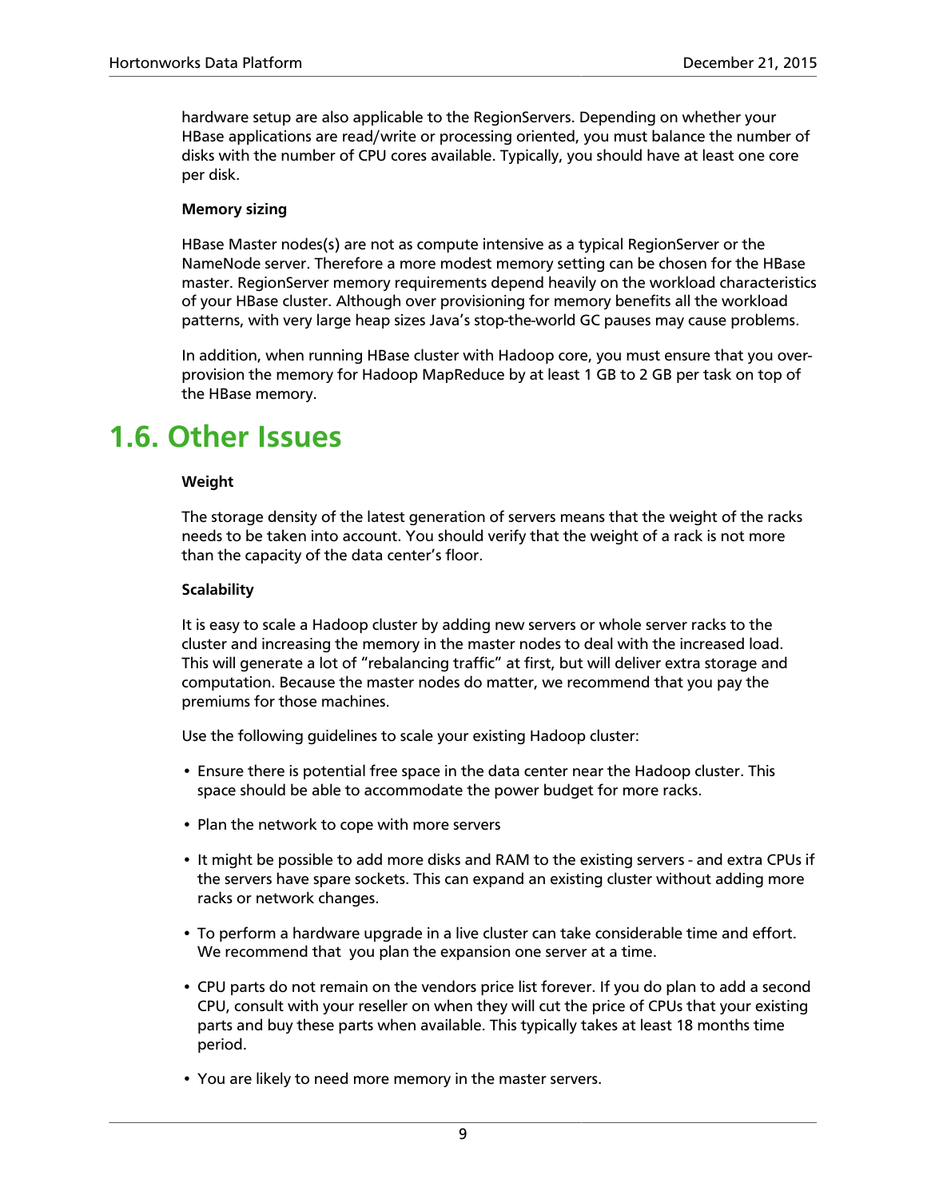hardware setup are also applicable to the RegionServers. Depending on whether your HBase applications are read/write or processing oriented, you must balance the number of disks with the number of CPU cores available. Typically, you should have at least one core per disk.

**Memory sizing**

HBase Master nodes(s) are not as compute intensive as a typical RegionServer or the NameNode server. Therefore a more modest memory setting can be chosen for the HBase master. RegionServer memory requirements depend heavily on the workload characteristics of your HBase cluster. Although over provisioning for memory benefits all the workload patterns, with very large heap sizes Java's stop-the-world GC pauses may cause problems.

In addition, when running HBase cluster with Hadoop core, you must ensure that you over-provision the memory for Hadoop MapReduce by at least 1 GB to 2 GB per task on top of the HBase memory.

## 1.6. Other Issues

**Weight**

The storage density of the latest generation of servers means that the weight of the racks needs to be taken into account. You should verify that the weight of a rack is not more than the capacity of the data center's floor.

**Scalability**

It is easy to scale a Hadoop cluster by adding new servers or whole server racks to the cluster and increasing the memory in the master nodes to deal with the increased load. This will generate a lot of "rebalancing traffic" at first, but will deliver extra storage and computation. Because the master nodes do matter, we recommend that you pay the premiums for those machines.

Use the following guidelines to scale your existing Hadoop cluster:

- Ensure there is potential free space in the data center near the Hadoop cluster. This space should be able to accommodate the power budget for more racks.
- Plan the network to cope with more servers
- It might be possible to add more disks and RAM to the existing servers - and extra CPUs if the servers have spare sockets. This can expand an existing cluster without adding more racks or network changes.
- To perform a hardware upgrade in a live cluster can take considerable time and effort. We recommend that you plan the expansion one server at a time.
- CPU parts do not remain on the vendors price list forever. If you do plan to add a second CPU, consult with your reseller on when they will cut the price of CPUs that your existing parts and buy these parts when available. This typically takes at least 18 months time period.
- You are likely to need more memory in the master servers.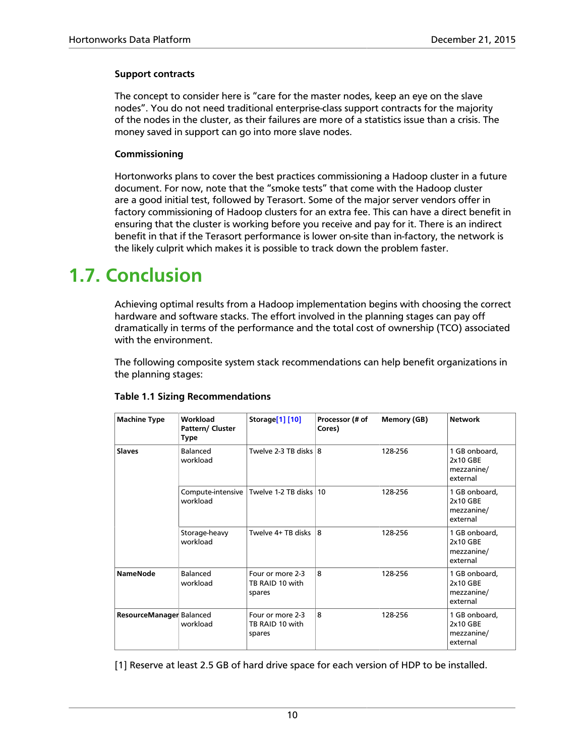### Support contracts

The concept to consider here is “care for the master nodes, keep an eye on the slave nodes”. You do not need traditional enterprise-class support contracts for the majority of the nodes in the cluster, as their failures are more of a statistics issue than a crisis. The money saved in support can go into more slave nodes.

### Commissioning

Hortonworks plans to cover the best practices commissioning a Hadoop cluster in a future document. For now, note that the “smoke tests” that come with the Hadoop cluster are a good initial test, followed by Terasort. Some of the major server vendors offer in factory commissioning of Hadoop clusters for an extra fee. This can have a direct benefit in ensuring that the cluster is working before you receive and pay for it. There is an indirect benefit in that if the Terasort performance is lower on-site than in-factory, the network is the likely culprit which makes it is possible to track down the problem faster.

# 1.7. Conclusion

Achieving optimal results from a Hadoop implementation begins with choosing the correct hardware and software stacks. The effort involved in the planning stages can pay off dramatically in terms of the performance and the total cost of ownership (TCO) associated with the environment.

The following composite system stack recommendations can help benefit organizations in the planning stages:

**Table 1.1 Sizing Recommendations**

| Machine Type | Workload Pattern/ Cluster Type | Storage[1] [10] | Processor (# of Cores) | Memory (GB) | Network |
|---|---|---|---|---|---|
| **Slaves** | Balanced workload | Twelve 2-3 TB disks | 8 | 128-256 | 1 GB onboard, 2x10 GBE mezzanine/ external |
| | Compute-intensive workload | Twelve 1-2 TB disks | 10 | 128-256 | 1 GB onboard, 2x10 GBE mezzanine/ external |
| | Storage-heavy workload | Twelve 4+ TB disks | 8 | 128-256 | 1 GB onboard, 2x10 GBE mezzanine/ external |
| **NameNode** | Balanced workload | Four or more 2-3 TB RAID 10 with spares | 8 | 128-256 | 1 GB onboard, 2x10 GBE mezzanine/ external |
| **ResourceManager** | Balanced workload | Four or more 2-3 TB RAID 10 with spares | 8 | 128-256 | 1 GB onboard, 2x10 GBE mezzanine/ external |

[1] Reserve at least 2.5 GB of hard drive space for each version of HDP to be installed.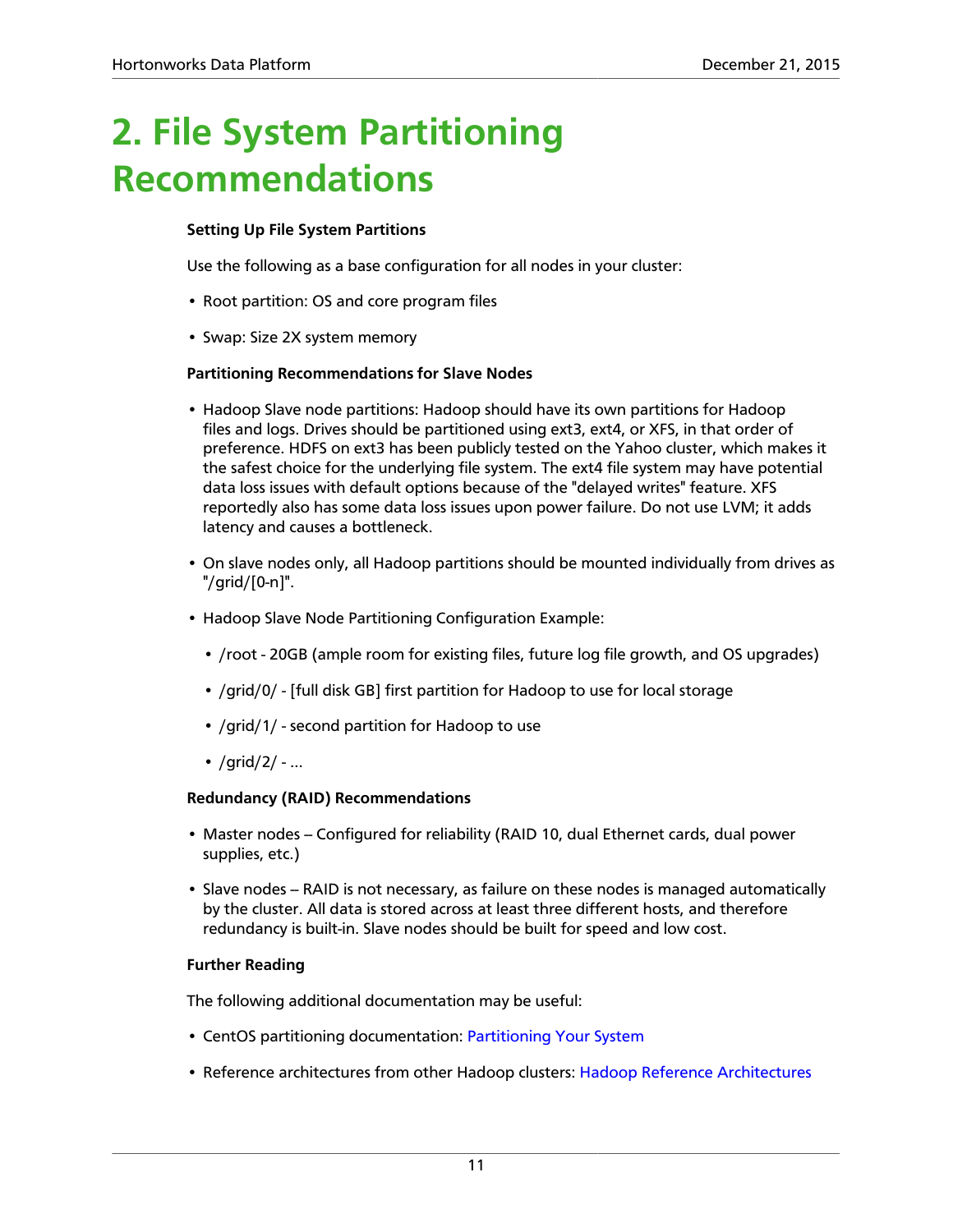# 2. File System Partitioning Recommendations

**Setting Up File System Partitions**

Use the following as a base configuration for all nodes in your cluster:

- Root partition: OS and core program files
- Swap: Size 2X system memory

**Partitioning Recommendations for Slave Nodes**

- Hadoop Slave node partitions: Hadoop should have its own partitions for Hadoop files and logs. Drives should be partitioned using ext3, ext4, or XFS, in that order of preference. HDFS on ext3 has been publicly tested on the Yahoo cluster, which makes it the safest choice for the underlying file system. The ext4 file system may have potential data loss issues with default options because of the "delayed writes" feature. XFS reportedly also has some data loss issues upon power failure. Do not use LVM; it adds latency and causes a bottleneck.
- On slave nodes only, all Hadoop partitions should be mounted individually from drives as "/grid/[0-n]".
- Hadoop Slave Node Partitioning Configuration Example:
  - /root - 20GB (ample room for existing files, future log file growth, and OS upgrades)
  - /grid/0/ - [full disk GB] first partition for Hadoop to use for local storage
  - /grid/1/ - second partition for Hadoop to use
  - /grid/2/ - ...

**Redundancy (RAID) Recommendations**

- Master nodes – Configured for reliability (RAID 10, dual Ethernet cards, dual power supplies, etc.)
- Slave nodes – RAID is not necessary, as failure on these nodes is managed automatically by the cluster. All data is stored across at least three different hosts, and therefore redundancy is built-in. Slave nodes should be built for speed and low cost.

**Further Reading**

The following additional documentation may be useful:

- CentOS partitioning documentation: Partitioning Your System
- Reference architectures from other Hadoop clusters: Hadoop Reference Architectures